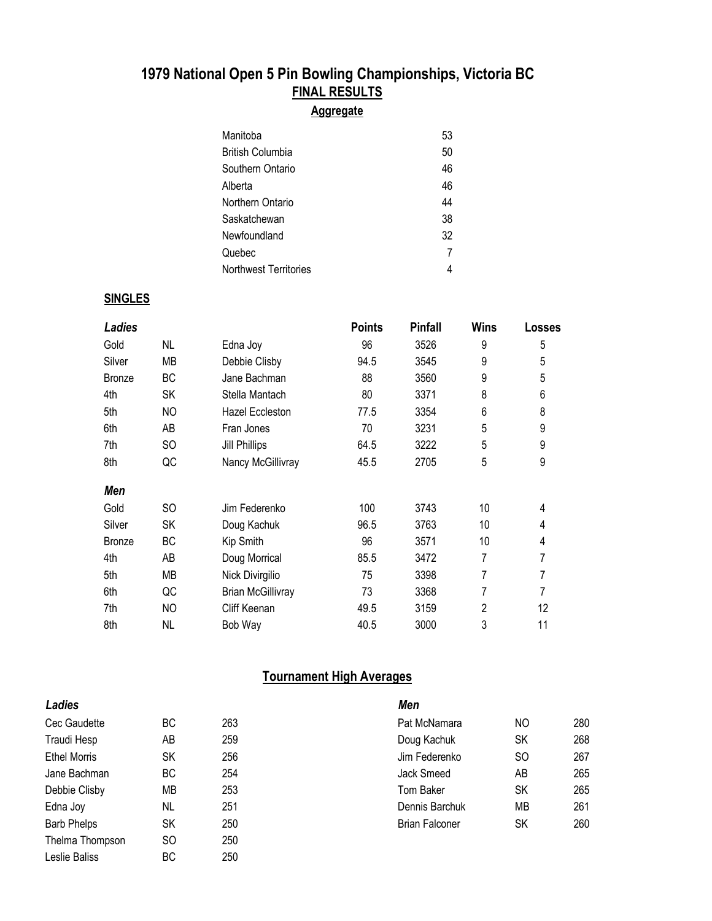# 1979 National Open 5 Pin Bowling Championships, Victoria BC

## FINAL RESULTS

### Aggregate

| | |
|---|---|
| Manitoba | 53 |
| British Columbia | 50 |
| Southern Ontario | 46 |
| Alberta | 46 |
| Northern Ontario | 44 |
| Saskatchewan | 38 |
| Newfoundland | 32 |
| Quebec | 7 |
| Northwest Territories | 4 |

### SINGLES

| *Ladies* | | | Points | Pinfall | Wins | Losses |
|---|---|---|---|---|---|---|
| Gold | NL | Edna Joy | 96 | 3526 | 9 | 5 |
| Silver | MB | Debbie Clisby | 94.5 | 3545 | 9 | 5 |
| Bronze | BC | Jane Bachman | 88 | 3560 | 9 | 5 |
| 4th | SK | Stella Mantach | 80 | 3371 | 8 | 6 |
| 5th | NO | Hazel Eccleston | 77.5 | 3354 | 6 | 8 |
| 6th | AB | Fran Jones | 70 | 3231 | 5 | 9 |
| 7th | SO | Jill Phillips | 64.5 | 3222 | 5 | 9 |
| 8th | QC | Nancy McGillivray | 45.5 | 2705 | 5 | 9 |
| ***Men*** | | | | | | |
| Gold | SO | Jim Federenko | 100 | 3743 | 10 | 4 |
| Silver | SK | Doug Kachuk | 96.5 | 3763 | 10 | 4 |
| Bronze | BC | Kip Smith | 96 | 3571 | 10 | 4 |
| 4th | AB | Doug Morrical | 85.5 | 3472 | 7 | 7 |
| 5th | MB | Nick Divirgilio | 75 | 3398 | 7 | 7 |
| 6th | QC | Brian McGillivray | 73 | 3368 | 7 | 7 |
| 7th | NO | Cliff Keenan | 49.5 | 3159 | 2 | 12 |
| 8th | NL | Bob Way | 40.5 | 3000 | 3 | 11 |

### Tournament High Averages

*Ladies*

| | | |
|---|---|---|
| Cec Gaudette | BC | 263 |
| Traudi Hesp | AB | 259 |
| Ethel Morris | SK | 256 |
| Jane Bachman | BC | 254 |
| Debbie Clisby | MB | 253 |
| Edna Joy | NL | 251 |
| Barb Phelps | SK | 250 |
| Thelma Thompson | SO | 250 |
| Leslie Baliss | BC | 250 |

*Men*

| | | |
|---|---|---|
| Pat McNamara | NO | 280 |
| Doug Kachuk | SK | 268 |
| Jim Federenko | SO | 267 |
| Jack Smeed | AB | 265 |
| Tom Baker | SK | 265 |
| Dennis Barchuk | MB | 261 |
| Brian Falconer | SK | 260 |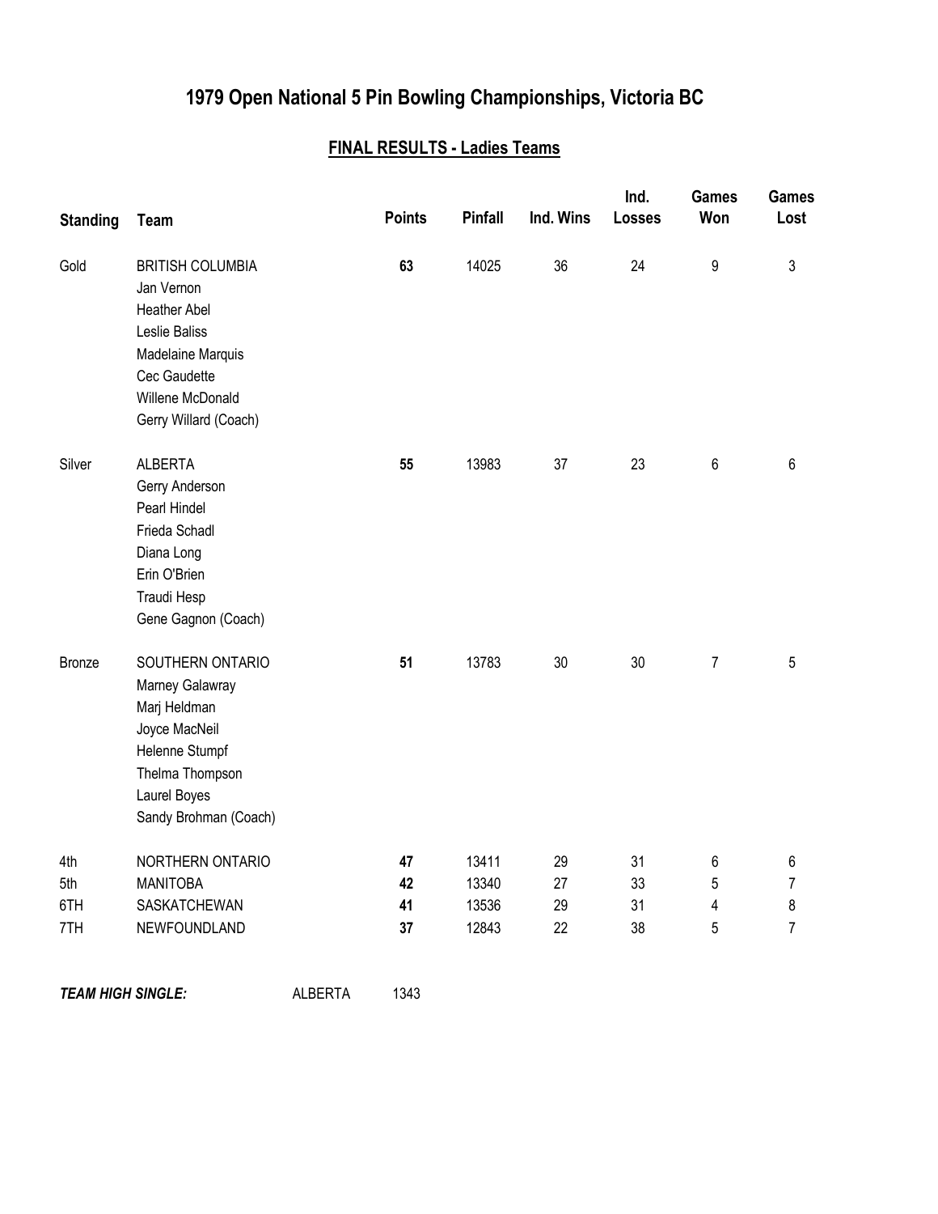# 1979 Open National 5 Pin Bowling Championships, Victoria BC

## FINAL RESULTS - Ladies Teams

| Standing | Team | Points | Pinfall | Ind. Wins | Ind. Losses | Games Won | Games Lost |
|---|---|---|---|---|---|---|---|
| Gold | BRITISH COLUMBIA | **63** | 14025 | 36 | 24 | 9 | 3 |
| | Jan Vernon | | | | | | |
| | Heather Abel | | | | | | |
| | Leslie Baliss | | | | | | |
| | Madelaine Marquis | | | | | | |
| | Cec Gaudette | | | | | | |
| | Willene McDonald | | | | | | |
| | Gerry Willard (Coach) | | | | | | |
| Silver | ALBERTA | **55** | 13983 | 37 | 23 | 6 | 6 |
| | Gerry Anderson | | | | | | |
| | Pearl Hindel | | | | | | |
| | Frieda Schadl | | | | | | |
| | Diana Long | | | | | | |
| | Erin O'Brien | | | | | | |
| | Traudi Hesp | | | | | | |
| | Gene Gagnon (Coach) | | | | | | |
| Bronze | SOUTHERN ONTARIO | **51** | 13783 | 30 | 30 | 7 | 5 |
| | Marney Galawray | | | | | | |
| | Marj Heldman | | | | | | |
| | Joyce MacNeil | | | | | | |
| | Helenne Stumpf | | | | | | |
| | Thelma Thompson | | | | | | |
| | Laurel Boyes | | | | | | |
| | Sandy Brohman (Coach) | | | | | | |
| 4th | NORTHERN ONTARIO | **47** | 13411 | 29 | 31 | 6 | 6 |
| 5th | MANITOBA | **42** | 13340 | 27 | 33 | 5 | 7 |
| 6TH | SASKATCHEWAN | **41** | 13536 | 29 | 31 | 4 | 8 |
| 7TH | NEWFOUNDLAND | **37** | 12843 | 22 | 38 | 5 | 7 |

***TEAM HIGH SINGLE:*** ALBERTA 1343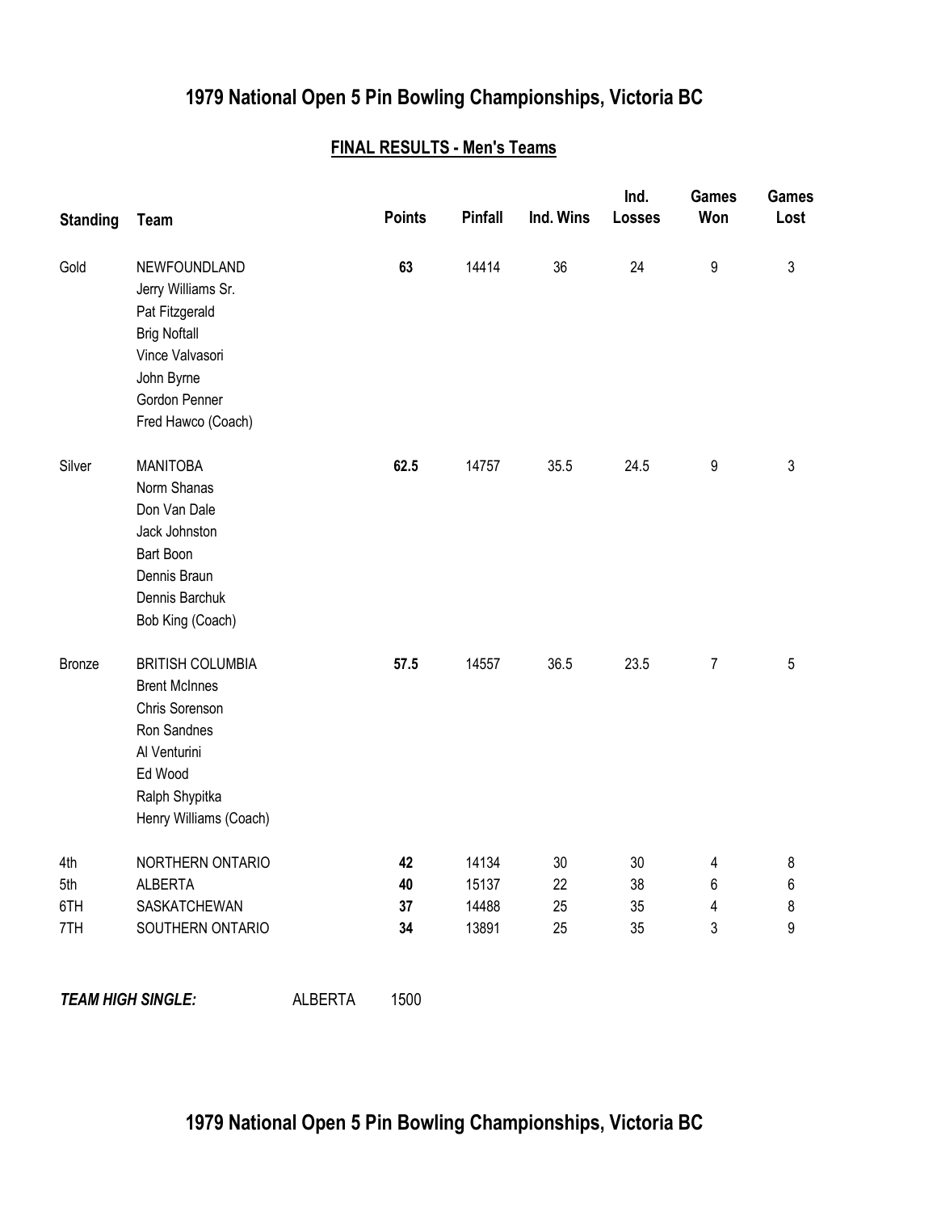# 1979 National Open 5 Pin Bowling Championships, Victoria BC

## FINAL RESULTS - Men's Teams

| Standing | Team | Points | Pinfall | Ind. Wins | Ind. Losses | Games Won | Games Lost |
|---|---|---|---|---|---|---|---|
| Gold | NEWFOUNDLAND<br>Jerry Williams Sr.<br>Pat Fitzgerald<br>Brig Noftall<br>Vince Valvasori<br>John Byrne<br>Gordon Penner<br>Fred Hawco (Coach) | **63** | 14414 | 36 | 24 | 9 | 3 |
| Silver | MANITOBA<br>Norm Shanas<br>Don Van Dale<br>Jack Johnston<br>Bart Boon<br>Dennis Braun<br>Dennis Barchuk<br>Bob King (Coach) | **62.5** | 14757 | 35.5 | 24.5 | 9 | 3 |
| Bronze | BRITISH COLUMBIA<br>Brent McInnes<br>Chris Sorenson<br>Ron Sandnes<br>Al Venturini<br>Ed Wood<br>Ralph Shypitka<br>Henry Williams (Coach) | **57.5** | 14557 | 36.5 | 23.5 | 7 | 5 |
| 4th | NORTHERN ONTARIO | **42** | 14134 | 30 | 30 | 4 | 8 |
| 5th | ALBERTA | **40** | 15137 | 22 | 38 | 6 | 6 |
| 6TH | SASKATCHEWAN | **37** | 14488 | 25 | 35 | 4 | 8 |
| 7TH | SOUTHERN ONTARIO | **34** | 13891 | 25 | 35 | 3 | 9 |

***TEAM HIGH SINGLE:*** ALBERTA 1500

# 1979 National Open 5 Pin Bowling Championships, Victoria BC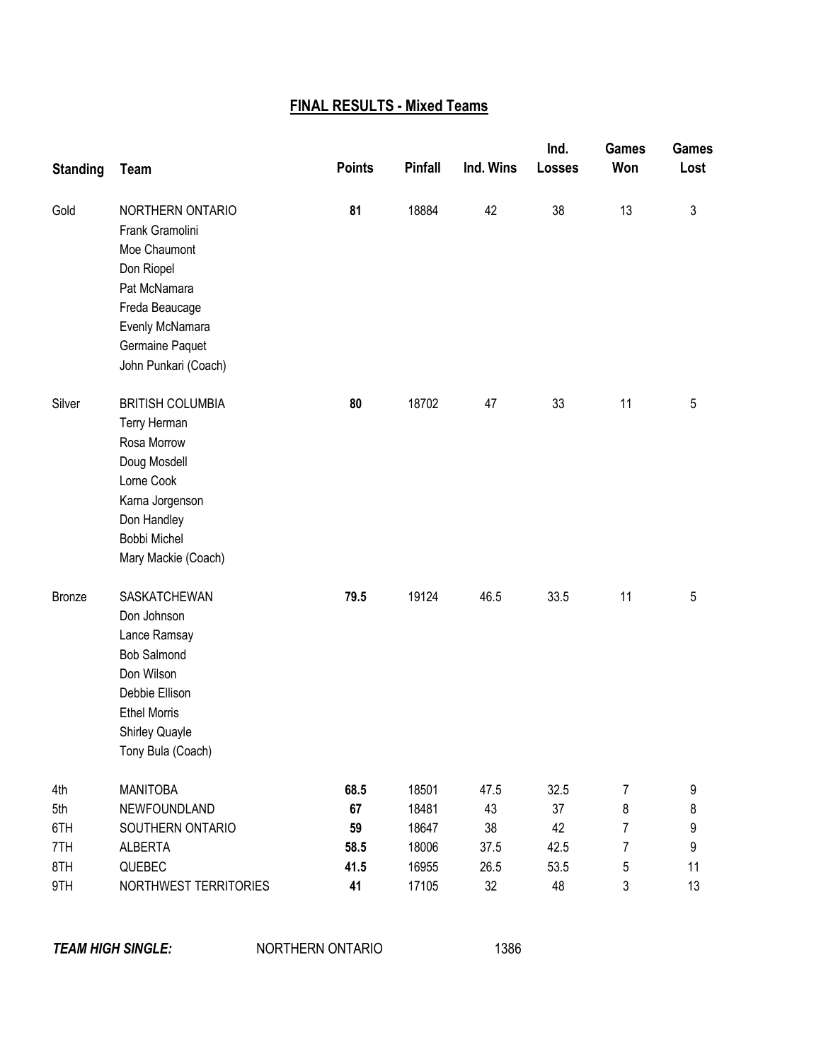## FINAL RESULTS - Mixed Teams

| Standing | Team | Points | Pinfall | Ind. Wins | Ind. Losses | Games Won | Games Lost |
|---|---|---|---|---|---|---|---|
| Gold | NORTHERN ONTARIO | **81** | 18884 | 42 | 38 | 13 | 3 |
| | Frank Gramolini | | | | | | |
| | Moe Chaumont | | | | | | |
| | Don Riopel | | | | | | |
| | Pat McNamara | | | | | | |
| | Freda Beaucage | | | | | | |
| | Evenly McNamara | | | | | | |
| | Germaine Paquet | | | | | | |
| | John Punkari (Coach) | | | | | | |
| Silver | BRITISH COLUMBIA | **80** | 18702 | 47 | 33 | 11 | 5 |
| | Terry Herman | | | | | | |
| | Rosa Morrow | | | | | | |
| | Doug Mosdell | | | | | | |
| | Lorne Cook | | | | | | |
| | Karna Jorgenson | | | | | | |
| | Don Handley | | | | | | |
| | Bobbi Michel | | | | | | |
| | Mary Mackie (Coach) | | | | | | |
| Bronze | SASKATCHEWAN | **79.5** | 19124 | 46.5 | 33.5 | 11 | 5 |
| | Don Johnson | | | | | | |
| | Lance Ramsay | | | | | | |
| | Bob Salmond | | | | | | |
| | Don Wilson | | | | | | |
| | Debbie Ellison | | | | | | |
| | Ethel Morris | | | | | | |
| | Shirley Quayle | | | | | | |
| | Tony Bula (Coach) | | | | | | |
| 4th | MANITOBA | **68.5** | 18501 | 47.5 | 32.5 | 7 | 9 |
| 5th | NEWFOUNDLAND | **67** | 18481 | 43 | 37 | 8 | 8 |
| 6TH | SOUTHERN ONTARIO | **59** | 18647 | 38 | 42 | 7 | 9 |
| 7TH | ALBERTA | **58.5** | 18006 | 37.5 | 42.5 | 7 | 9 |
| 8TH | QUEBEC | **41.5** | 16955 | 26.5 | 53.5 | 5 | 11 |
| 9TH | NORTHWEST TERRITORIES | **41** | 17105 | 32 | 48 | 3 | 13 |

***TEAM HIGH SINGLE:*** NORTHERN ONTARIO 1386